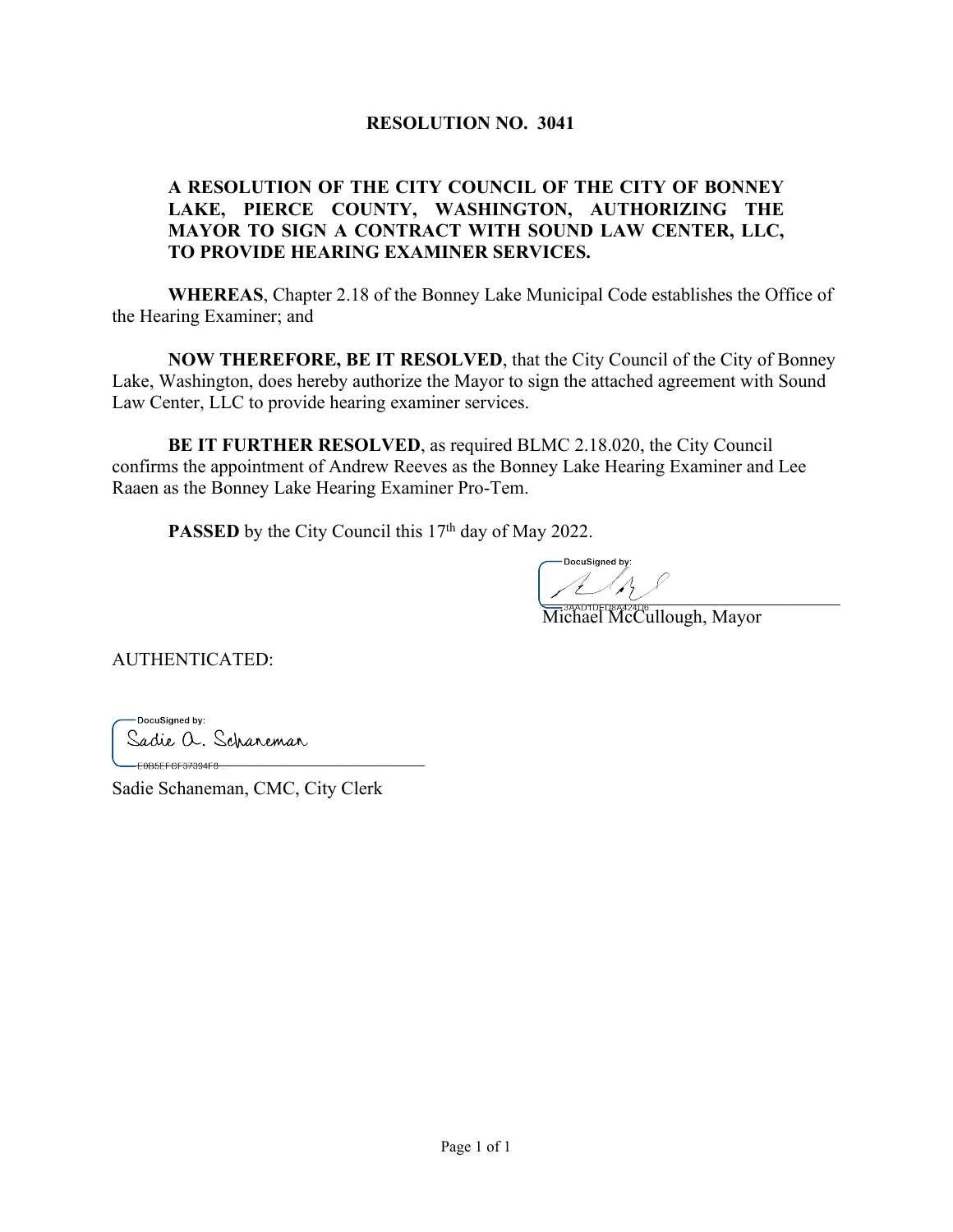# RESOLUTION NO. 3041

**A RESOLUTION OF THE CITY COUNCIL OF THE CITY OF BONNEY LAKE, PIERCE COUNTY, WASHINGTON, AUTHORIZING THE MAYOR TO SIGN A CONTRACT WITH SOUND LAW CENTER, LLC, TO PROVIDE HEARING EXAMINER SERVICES.**

**WHEREAS**, Chapter 2.18 of the Bonney Lake Municipal Code establishes the Office of the Hearing Examiner; and

**NOW THEREFORE, BE IT RESOLVED**, that the City Council of the City of Bonney Lake, Washington, does hereby authorize the Mayor to sign the attached agreement with Sound Law Center, LLC to provide hearing examiner services.

**BE IT FURTHER RESOLVED**, as required BLMC 2.18.020, the City Council confirms the appointment of Andrew Reeves as the Bonney Lake Hearing Examiner and Lee Raaen as the Bonney Lake Hearing Examiner Pro-Tem.

**PASSED** by the City Council this 17th day of May 2022.

DocuSigned by:
3AAD1DED8A424D6...

Michael McCullough, Mayor

AUTHENTICATED:

DocuSigned by:
Sadie A. Schaneman
E0B5EFCF37394F8...

Sadie Schaneman, CMC, City Clerk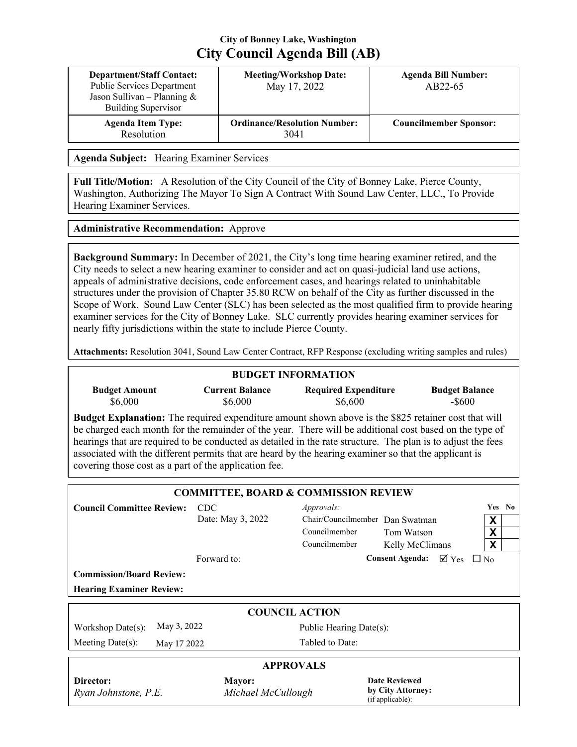City of Bonney Lake, Washington

# City Council Agenda Bill (AB)

| **Department/Staff Contact:** Public Services Department Jason Sullivan – Planning & Building Supervisor | **Meeting/Workshop Date:** May 17, 2022 | **Agenda Bill Number:** AB22-65 |
|---|---|---|
| **Agenda Item Type:** Resolution | **Ordinance/Resolution Number:** 3041 | **Councilmember Sponsor:** |

**Agenda Subject:** Hearing Examiner Services

**Full Title/Motion:** A Resolution of the City Council of the City of Bonney Lake, Pierce County, Washington, Authorizing The Mayor To Sign A Contract With Sound Law Center, LLC., To Provide Hearing Examiner Services.

**Administrative Recommendation:** Approve

**Background Summary:** In December of 2021, the City's long time hearing examiner retired, and the City needs to select a new hearing examiner to consider and act on quasi-judicial land use actions, appeals of administrative decisions, code enforcement cases, and hearings related to uninhabitable structures under the provision of Chapter 35.80 RCW on behalf of the City as further discussed in the Scope of Work. Sound Law Center (SLC) has been selected as the most qualified firm to provide hearing examiner services for the City of Bonney Lake. SLC currently provides hearing examiner services for nearly fifty jurisdictions within the state to include Pierce County.

**Attachments:** Resolution 3041, Sound Law Center Contract, RFP Response (excluding writing samples and rules)

## BUDGET INFORMATION

| Budget Amount | Current Balance | Required Expenditure | Budget Balance |
|---|---|---|---|
| $6,000 | $6,000 | $6,600 | -$600 |

**Budget Explanation:** The required expenditure amount shown above is the $825 retainer cost that will be charged each month for the remainder of the year. There will be additional cost based on the type of hearings that are required to be conducted as detailed in the rate structure. The plan is to adjust the fees associated with the different permits that are heard by the hearing examiner so that the applicant is covering those cost as a part of the application fee.

## COMMITTEE, BOARD & COMMISSION REVIEW

**Council Committee Review:** CDC
Date: May 3, 2022

| *Approvals:* | | Yes | No |
|---|---|---|---|
| Chair/Councilmember | Dan Swatman | X | |
| Councilmember | Tom Watson | X | |
| Councilmember | Kelly McClimans | X | |

Forward to:
**Consent Agenda:** ☑ Yes ☐ No

**Commission/Board Review:**

**Hearing Examiner Review:**

## COUNCIL ACTION

| | | | |
|---|---|---|---|
| Workshop Date(s): | May 3, 2022 | Public Hearing Date(s): | |
| Meeting Date(s): | May 17 2022 | Tabled to Date: | |

## APPROVALS

| **Director:** | **Mayor:** | **Date Reviewed by City Attorney:** (if applicable): |
|---|---|---|
| *Ryan Johnstone, P.E.* | *Michael McCullough* | |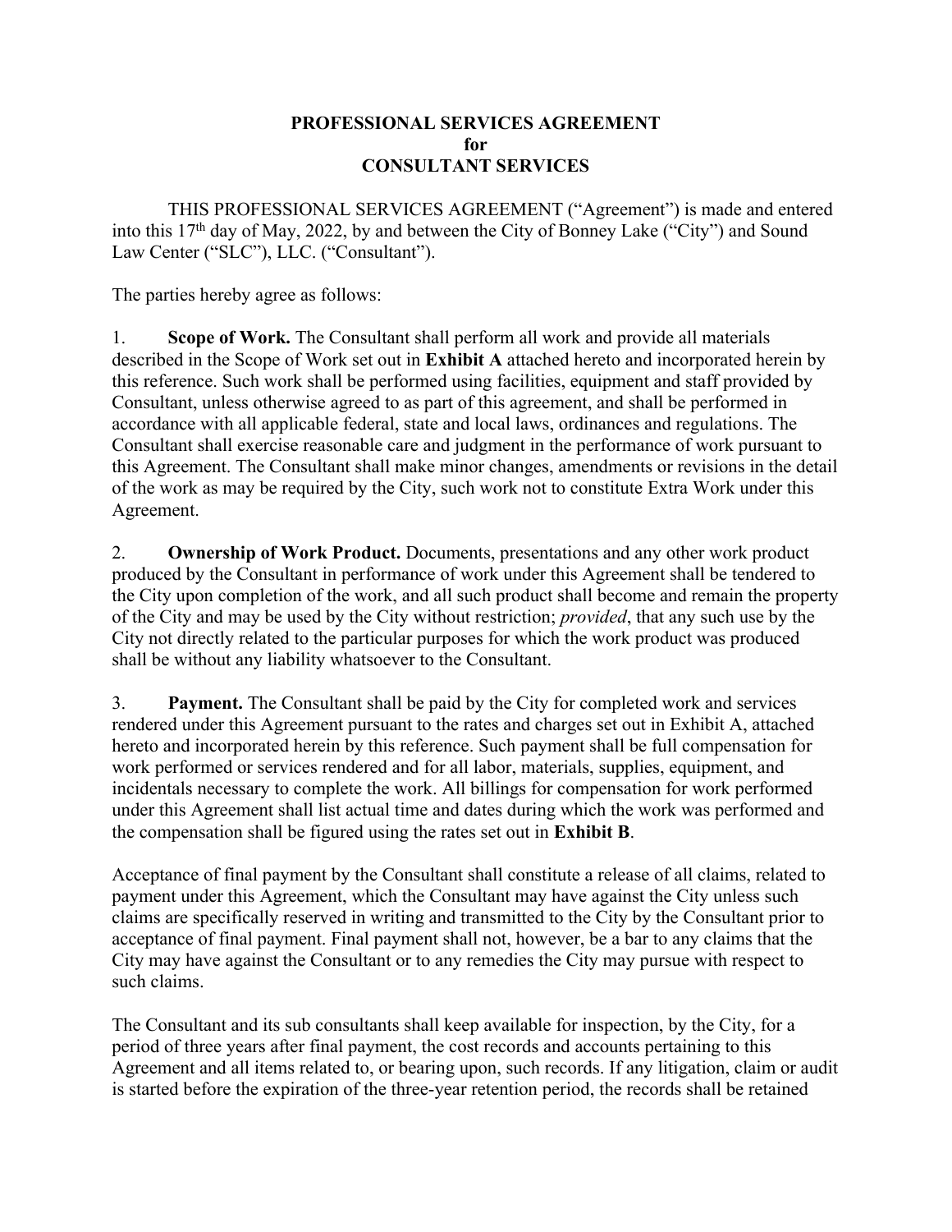**PROFESSIONAL SERVICES AGREEMENT**
**for**
**CONSULTANT SERVICES**

THIS PROFESSIONAL SERVICES AGREEMENT ("Agreement") is made and entered into this 17th day of May, 2022, by and between the City of Bonney Lake ("City") and Sound Law Center ("SLC"), LLC. ("Consultant").

The parties hereby agree as follows:

1. **Scope of Work.** The Consultant shall perform all work and provide all materials described in the Scope of Work set out in **Exhibit A** attached hereto and incorporated herein by this reference. Such work shall be performed using facilities, equipment and staff provided by Consultant, unless otherwise agreed to as part of this agreement, and shall be performed in accordance with all applicable federal, state and local laws, ordinances and regulations. The Consultant shall exercise reasonable care and judgment in the performance of work pursuant to this Agreement. The Consultant shall make minor changes, amendments or revisions in the detail of the work as may be required by the City, such work not to constitute Extra Work under this Agreement.

2. **Ownership of Work Product.** Documents, presentations and any other work product produced by the Consultant in performance of work under this Agreement shall be tendered to the City upon completion of the work, and all such product shall become and remain the property of the City and may be used by the City without restriction; *provided*, that any such use by the City not directly related to the particular purposes for which the work product was produced shall be without any liability whatsoever to the Consultant.

3. **Payment.** The Consultant shall be paid by the City for completed work and services rendered under this Agreement pursuant to the rates and charges set out in Exhibit A, attached hereto and incorporated herein by this reference. Such payment shall be full compensation for work performed or services rendered and for all labor, materials, supplies, equipment, and incidentals necessary to complete the work. All billings for compensation for work performed under this Agreement shall list actual time and dates during which the work was performed and the compensation shall be figured using the rates set out in **Exhibit B**.

Acceptance of final payment by the Consultant shall constitute a release of all claims, related to payment under this Agreement, which the Consultant may have against the City unless such claims are specifically reserved in writing and transmitted to the City by the Consultant prior to acceptance of final payment. Final payment shall not, however, be a bar to any claims that the City may have against the Consultant or to any remedies the City may pursue with respect to such claims.

The Consultant and its sub consultants shall keep available for inspection, by the City, for a period of three years after final payment, the cost records and accounts pertaining to this Agreement and all items related to, or bearing upon, such records. If any litigation, claim or audit is started before the expiration of the three-year retention period, the records shall be retained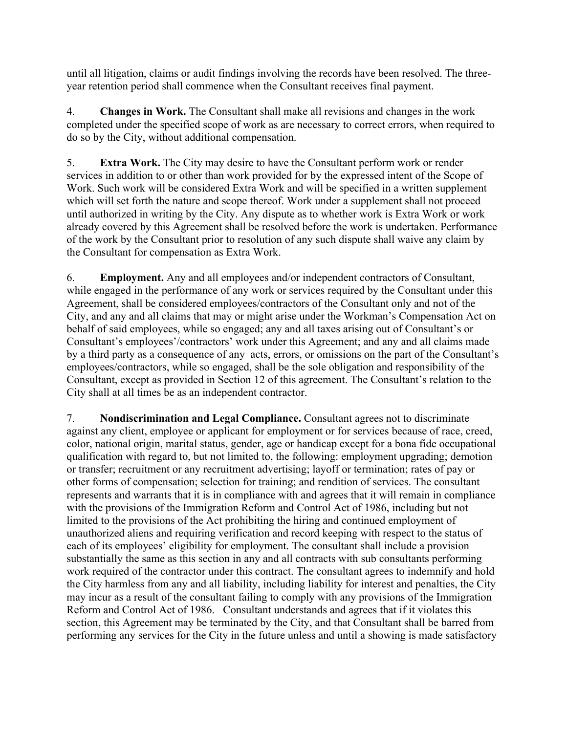until all litigation, claims or audit findings involving the records have been resolved. The three-year retention period shall commence when the Consultant receives final payment.

4. **Changes in Work.** The Consultant shall make all revisions and changes in the work completed under the specified scope of work as are necessary to correct errors, when required to do so by the City, without additional compensation.

5. **Extra Work.** The City may desire to have the Consultant perform work or render services in addition to or other than work provided for by the expressed intent of the Scope of Work. Such work will be considered Extra Work and will be specified in a written supplement which will set forth the nature and scope thereof. Work under a supplement shall not proceed until authorized in writing by the City. Any dispute as to whether work is Extra Work or work already covered by this Agreement shall be resolved before the work is undertaken. Performance of the work by the Consultant prior to resolution of any such dispute shall waive any claim by the Consultant for compensation as Extra Work.

6. **Employment.** Any and all employees and/or independent contractors of Consultant, while engaged in the performance of any work or services required by the Consultant under this Agreement, shall be considered employees/contractors of the Consultant only and not of the City, and any and all claims that may or might arise under the Workman's Compensation Act on behalf of said employees, while so engaged; any and all taxes arising out of Consultant's or Consultant's employees'/contractors' work under this Agreement; and any and all claims made by a third party as a consequence of any acts, errors, or omissions on the part of the Consultant's employees/contractors, while so engaged, shall be the sole obligation and responsibility of the Consultant, except as provided in Section 12 of this agreement. The Consultant's relation to the City shall at all times be as an independent contractor.

7. **Nondiscrimination and Legal Compliance.** Consultant agrees not to discriminate against any client, employee or applicant for employment or for services because of race, creed, color, national origin, marital status, gender, age or handicap except for a bona fide occupational qualification with regard to, but not limited to, the following: employment upgrading; demotion or transfer; recruitment or any recruitment advertising; layoff or termination; rates of pay or other forms of compensation; selection for training; and rendition of services. The consultant represents and warrants that it is in compliance with and agrees that it will remain in compliance with the provisions of the Immigration Reform and Control Act of 1986, including but not limited to the provisions of the Act prohibiting the hiring and continued employment of unauthorized aliens and requiring verification and record keeping with respect to the status of each of its employees' eligibility for employment. The consultant shall include a provision substantially the same as this section in any and all contracts with sub consultants performing work required of the contractor under this contract. The consultant agrees to indemnify and hold the City harmless from any and all liability, including liability for interest and penalties, the City may incur as a result of the consultant failing to comply with any provisions of the Immigration Reform and Control Act of 1986. Consultant understands and agrees that if it violates this section, this Agreement may be terminated by the City, and that Consultant shall be barred from performing any services for the City in the future unless and until a showing is made satisfactory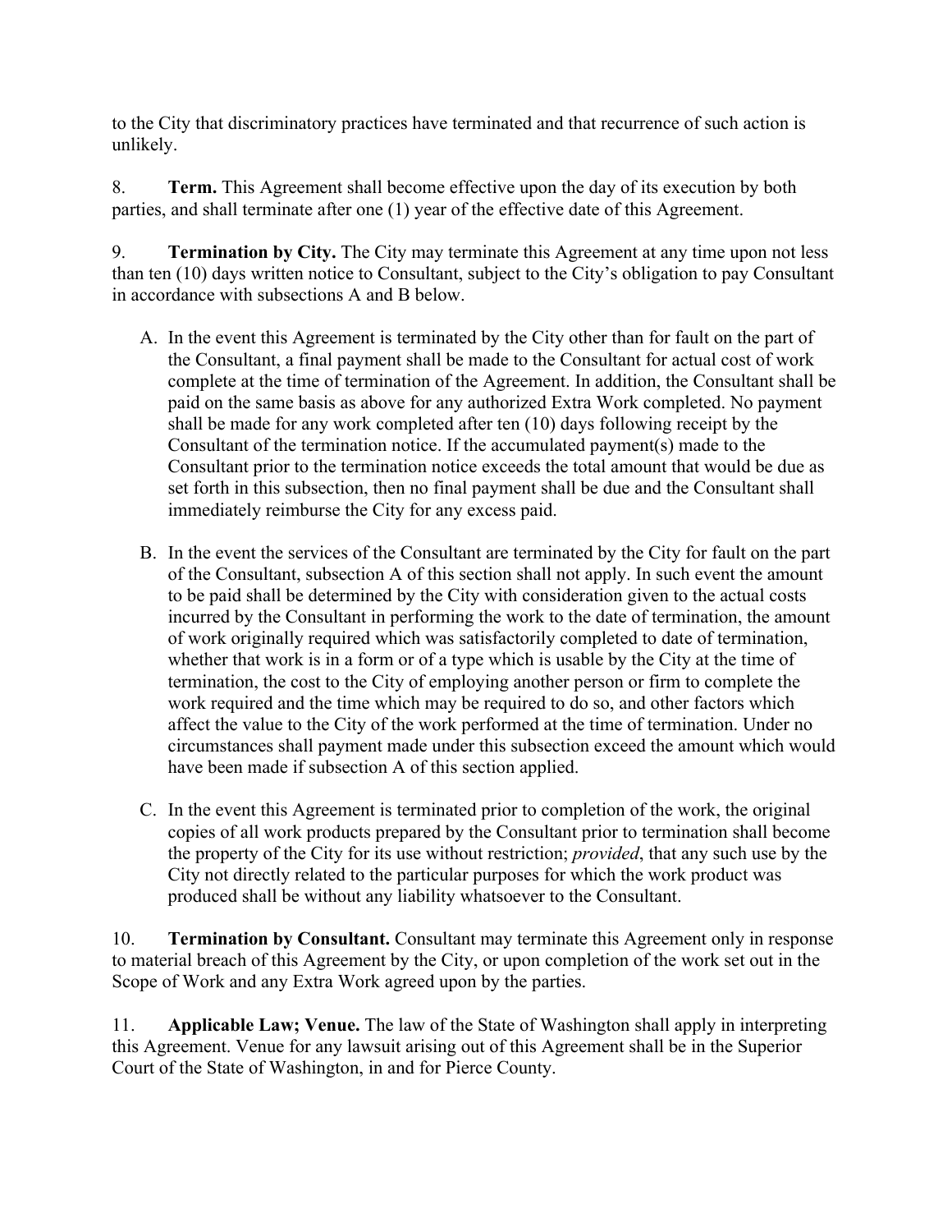to the City that discriminatory practices have terminated and that recurrence of such action is unlikely.

8. **Term.** This Agreement shall become effective upon the day of its execution by both parties, and shall terminate after one (1) year of the effective date of this Agreement.

9. **Termination by City.** The City may terminate this Agreement at any time upon not less than ten (10) days written notice to Consultant, subject to the City's obligation to pay Consultant in accordance with subsections A and B below.

A. In the event this Agreement is terminated by the City other than for fault on the part of the Consultant, a final payment shall be made to the Consultant for actual cost of work complete at the time of termination of the Agreement. In addition, the Consultant shall be paid on the same basis as above for any authorized Extra Work completed. No payment shall be made for any work completed after ten (10) days following receipt by the Consultant of the termination notice. If the accumulated payment(s) made to the Consultant prior to the termination notice exceeds the total amount that would be due as set forth in this subsection, then no final payment shall be due and the Consultant shall immediately reimburse the City for any excess paid.

B. In the event the services of the Consultant are terminated by the City for fault on the part of the Consultant, subsection A of this section shall not apply. In such event the amount to be paid shall be determined by the City with consideration given to the actual costs incurred by the Consultant in performing the work to the date of termination, the amount of work originally required which was satisfactorily completed to date of termination, whether that work is in a form or of a type which is usable by the City at the time of termination, the cost to the City of employing another person or firm to complete the work required and the time which may be required to do so, and other factors which affect the value to the City of the work performed at the time of termination. Under no circumstances shall payment made under this subsection exceed the amount which would have been made if subsection A of this section applied.

C. In the event this Agreement is terminated prior to completion of the work, the original copies of all work products prepared by the Consultant prior to termination shall become the property of the City for its use without restriction; *provided*, that any such use by the City not directly related to the particular purposes for which the work product was produced shall be without any liability whatsoever to the Consultant.

10. **Termination by Consultant.** Consultant may terminate this Agreement only in response to material breach of this Agreement by the City, or upon completion of the work set out in the Scope of Work and any Extra Work agreed upon by the parties.

11. **Applicable Law; Venue.** The law of the State of Washington shall apply in interpreting this Agreement. Venue for any lawsuit arising out of this Agreement shall be in the Superior Court of the State of Washington, in and for Pierce County.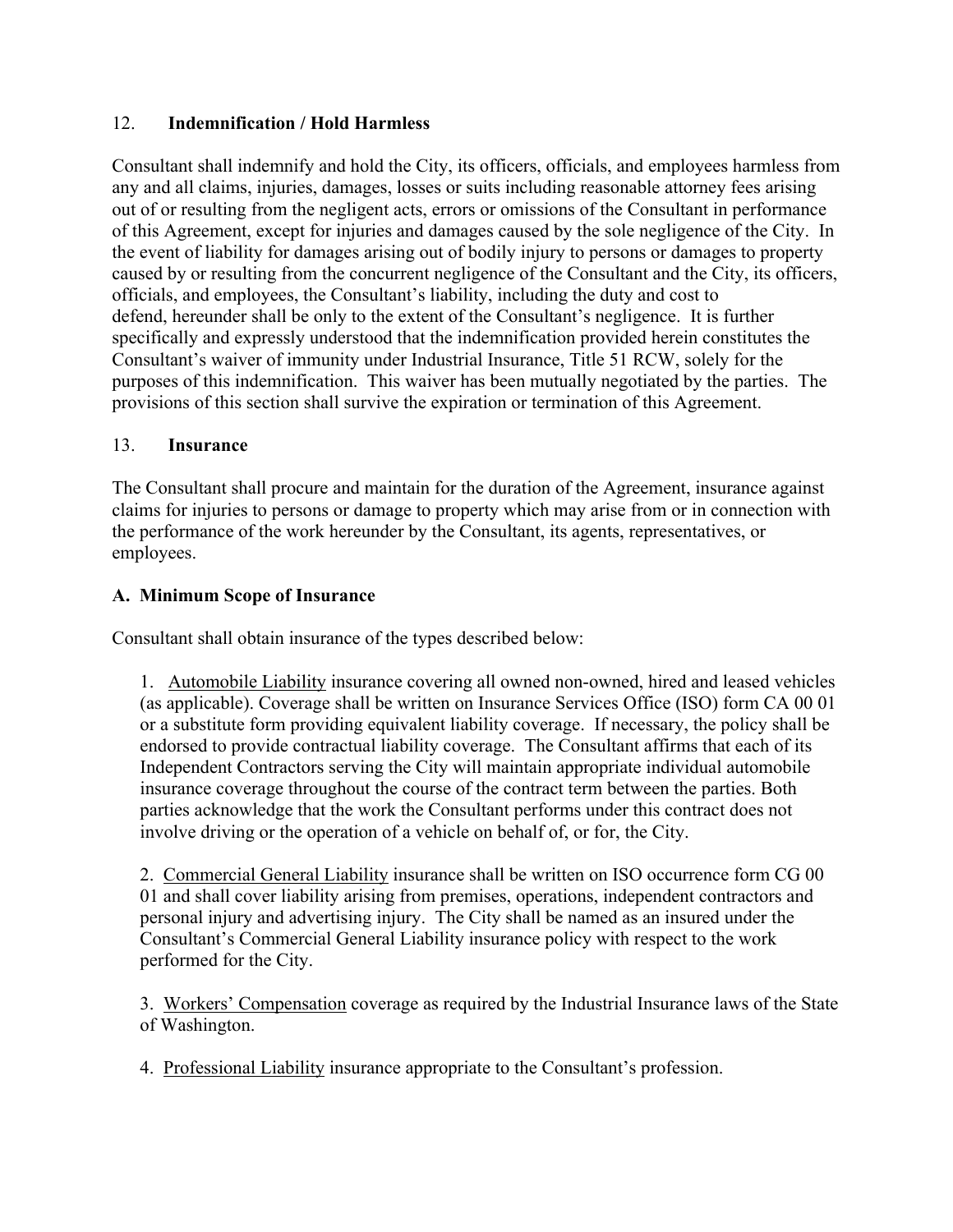## 12. Indemnification / Hold Harmless

Consultant shall indemnify and hold the City, its officers, officials, and employees harmless from any and all claims, injuries, damages, losses or suits including reasonable attorney fees arising out of or resulting from the negligent acts, errors or omissions of the Consultant in performance of this Agreement, except for injuries and damages caused by the sole negligence of the City. In the event of liability for damages arising out of bodily injury to persons or damages to property caused by or resulting from the concurrent negligence of the Consultant and the City, its officers, officials, and employees, the Consultant's liability, including the duty and cost to defend, hereunder shall be only to the extent of the Consultant's negligence. It is further specifically and expressly understood that the indemnification provided herein constitutes the Consultant's waiver of immunity under Industrial Insurance, Title 51 RCW, solely for the purposes of this indemnification. This waiver has been mutually negotiated by the parties. The provisions of this section shall survive the expiration or termination of this Agreement.

## 13. Insurance

The Consultant shall procure and maintain for the duration of the Agreement, insurance against claims for injuries to persons or damage to property which may arise from or in connection with the performance of the work hereunder by the Consultant, its agents, representatives, or employees.

### A. Minimum Scope of Insurance

Consultant shall obtain insurance of the types described below:

1. Automobile Liability insurance covering all owned non-owned, hired and leased vehicles (as applicable). Coverage shall be written on Insurance Services Office (ISO) form CA 00 01 or a substitute form providing equivalent liability coverage. If necessary, the policy shall be endorsed to provide contractual liability coverage. The Consultant affirms that each of its Independent Contractors serving the City will maintain appropriate individual automobile insurance coverage throughout the course of the contract term between the parties. Both parties acknowledge that the work the Consultant performs under this contract does not involve driving or the operation of a vehicle on behalf of, or for, the City.

2. Commercial General Liability insurance shall be written on ISO occurrence form CG 00 01 and shall cover liability arising from premises, operations, independent contractors and personal injury and advertising injury. The City shall be named as an insured under the Consultant's Commercial General Liability insurance policy with respect to the work performed for the City.

3. Workers' Compensation coverage as required by the Industrial Insurance laws of the State of Washington.

4. Professional Liability insurance appropriate to the Consultant's profession.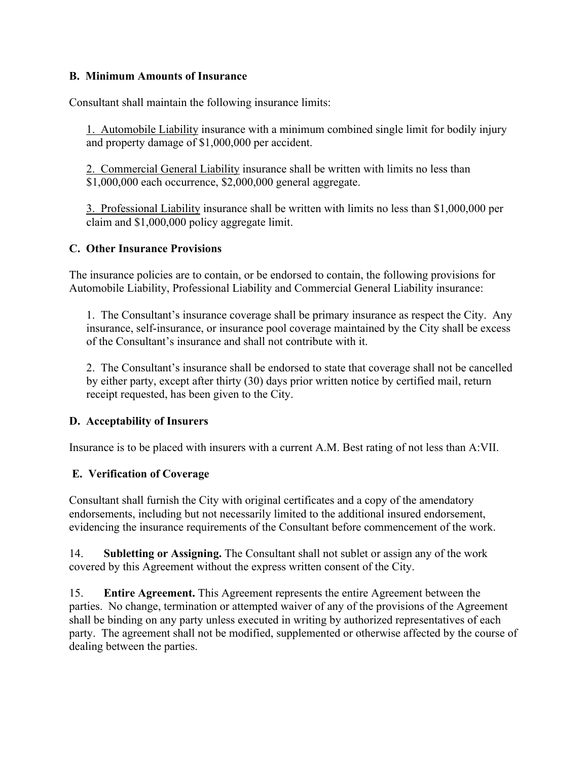**B. Minimum Amounts of Insurance**

Consultant shall maintain the following insurance limits:

1. Automobile Liability insurance with a minimum combined single limit for bodily injury and property damage of $1,000,000 per accident.

2. Commercial General Liability insurance shall be written with limits no less than $1,000,000 each occurrence, $2,000,000 general aggregate.

3. Professional Liability insurance shall be written with limits no less than $1,000,000 per claim and $1,000,000 policy aggregate limit.

**C. Other Insurance Provisions**

The insurance policies are to contain, or be endorsed to contain, the following provisions for Automobile Liability, Professional Liability and Commercial General Liability insurance:

1. The Consultant's insurance coverage shall be primary insurance as respect the City. Any insurance, self-insurance, or insurance pool coverage maintained by the City shall be excess of the Consultant's insurance and shall not contribute with it.

2. The Consultant's insurance shall be endorsed to state that coverage shall not be cancelled by either party, except after thirty (30) days prior written notice by certified mail, return receipt requested, has been given to the City.

**D. Acceptability of Insurers**

Insurance is to be placed with insurers with a current A.M. Best rating of not less than A:VII.

**E. Verification of Coverage**

Consultant shall furnish the City with original certificates and a copy of the amendatory endorsements, including but not necessarily limited to the additional insured endorsement, evidencing the insurance requirements of the Consultant before commencement of the work.

14. **Subletting or Assigning.** The Consultant shall not sublet or assign any of the work covered by this Agreement without the express written consent of the City.

15. **Entire Agreement.** This Agreement represents the entire Agreement between the parties. No change, termination or attempted waiver of any of the provisions of the Agreement shall be binding on any party unless executed in writing by authorized representatives of each party. The agreement shall not be modified, supplemented or otherwise affected by the course of dealing between the parties.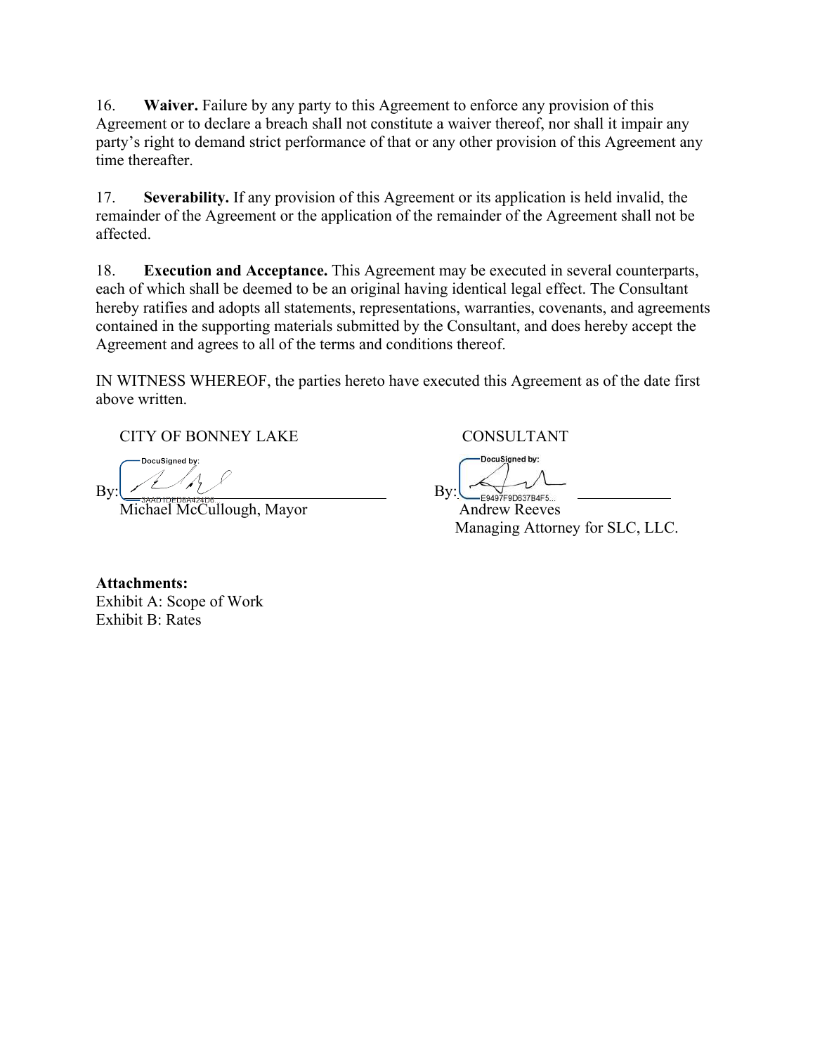16. **Waiver.** Failure by any party to this Agreement to enforce any provision of this Agreement or to declare a breach shall not constitute a waiver thereof, nor shall it impair any party's right to demand strict performance of that or any other provision of this Agreement any time thereafter.

17. **Severability.** If any provision of this Agreement or its application is held invalid, the remainder of the Agreement or the application of the remainder of the Agreement shall not be affected.

18. **Execution and Acceptance.** This Agreement may be executed in several counterparts, each of which shall be deemed to be an original having identical legal effect. The Consultant hereby ratifies and adopts all statements, representations, warranties, covenants, and agreements contained in the supporting materials submitted by the Consultant, and does hereby accept the Agreement and agrees to all of the terms and conditions thereof.

IN WITNESS WHEREOF, the parties hereto have executed this Agreement as of the date first above written.

CITY OF BONNEY LAKE

DocuSigned by:

By: ______________________
3AAD1DED8A424D6
Michael McCullough, Mayor

CONSULTANT

DocuSigned by:

By: ______________________
E9497F9D637B4F5...
Andrew Reeves
Managing Attorney for SLC, LLC.

**Attachments:**
Exhibit A: Scope of Work
Exhibit B: Rates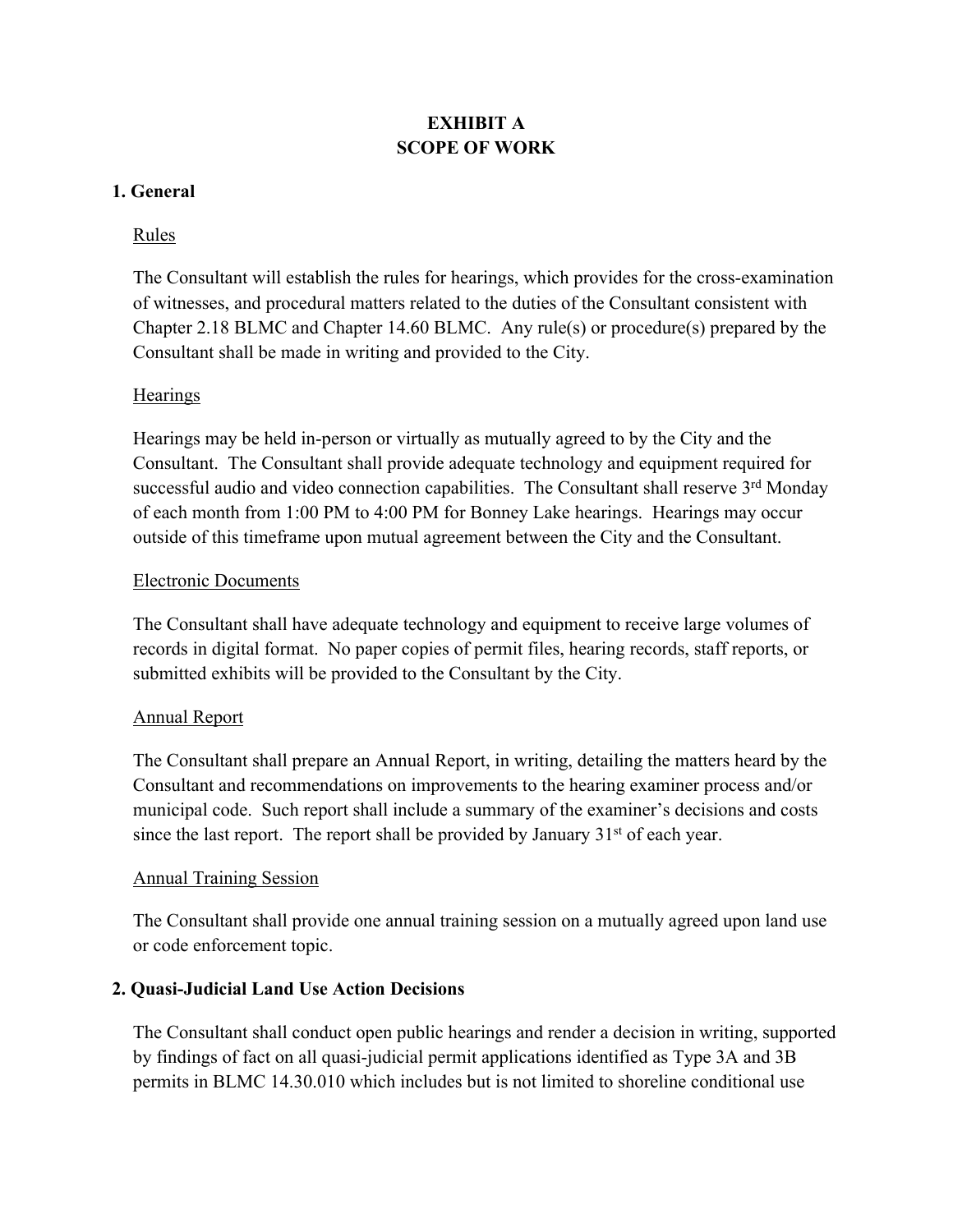# EXHIBIT A
# SCOPE OF WORK

## 1. General

Rules

The Consultant will establish the rules for hearings, which provides for the cross-examination of witnesses, and procedural matters related to the duties of the Consultant consistent with Chapter 2.18 BLMC and Chapter 14.60 BLMC. Any rule(s) or procedure(s) prepared by the Consultant shall be made in writing and provided to the City.

Hearings

Hearings may be held in-person or virtually as mutually agreed to by the City and the Consultant. The Consultant shall provide adequate technology and equipment required for successful audio and video connection capabilities. The Consultant shall reserve 3rd Monday of each month from 1:00 PM to 4:00 PM for Bonney Lake hearings. Hearings may occur outside of this timeframe upon mutual agreement between the City and the Consultant.

Electronic Documents

The Consultant shall have adequate technology and equipment to receive large volumes of records in digital format. No paper copies of permit files, hearing records, staff reports, or submitted exhibits will be provided to the Consultant by the City.

Annual Report

The Consultant shall prepare an Annual Report, in writing, detailing the matters heard by the Consultant and recommendations on improvements to the hearing examiner process and/or municipal code. Such report shall include a summary of the examiner's decisions and costs since the last report. The report shall be provided by January 31st of each year.

Annual Training Session

The Consultant shall provide one annual training session on a mutually agreed upon land use or code enforcement topic.

## 2. Quasi-Judicial Land Use Action Decisions

The Consultant shall conduct open public hearings and render a decision in writing, supported by findings of fact on all quasi-judicial permit applications identified as Type 3A and 3B permits in BLMC 14.30.010 which includes but is not limited to shoreline conditional use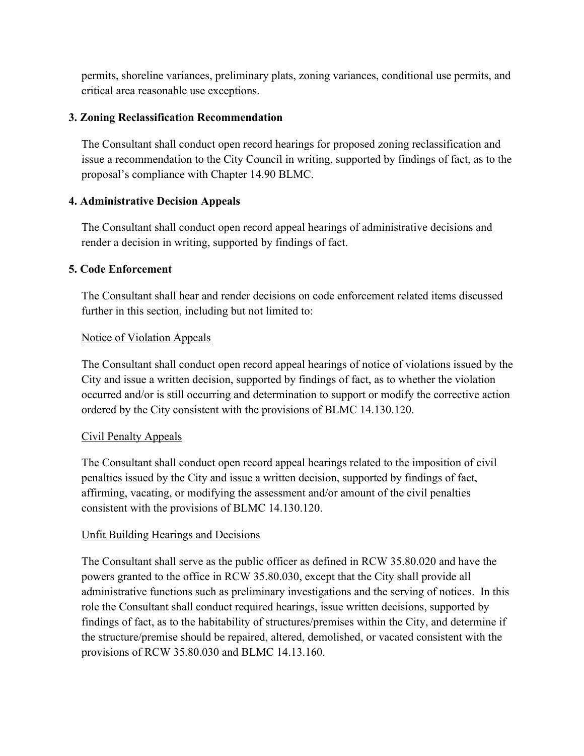permits, shoreline variances, preliminary plats, zoning variances, conditional use permits, and critical area reasonable use exceptions.

### 3. Zoning Reclassification Recommendation

The Consultant shall conduct open record hearings for proposed zoning reclassification and issue a recommendation to the City Council in writing, supported by findings of fact, as to the proposal's compliance with Chapter 14.90 BLMC.

### 4. Administrative Decision Appeals

The Consultant shall conduct open record appeal hearings of administrative decisions and render a decision in writing, supported by findings of fact.

### 5. Code Enforcement

The Consultant shall hear and render decisions on code enforcement related items discussed further in this section, including but not limited to:

Notice of Violation Appeals

The Consultant shall conduct open record appeal hearings of notice of violations issued by the City and issue a written decision, supported by findings of fact, as to whether the violation occurred and/or is still occurring and determination to support or modify the corrective action ordered by the City consistent with the provisions of BLMC 14.130.120.

Civil Penalty Appeals

The Consultant shall conduct open record appeal hearings related to the imposition of civil penalties issued by the City and issue a written decision, supported by findings of fact, affirming, vacating, or modifying the assessment and/or amount of the civil penalties consistent with the provisions of BLMC 14.130.120.

Unfit Building Hearings and Decisions

The Consultant shall serve as the public officer as defined in RCW 35.80.020 and have the powers granted to the office in RCW 35.80.030, except that the City shall provide all administrative functions such as preliminary investigations and the serving of notices. In this role the Consultant shall conduct required hearings, issue written decisions, supported by findings of fact, as to the habitability of structures/premises within the City, and determine if the structure/premise should be repaired, altered, demolished, or vacated consistent with the provisions of RCW 35.80.030 and BLMC 14.13.160.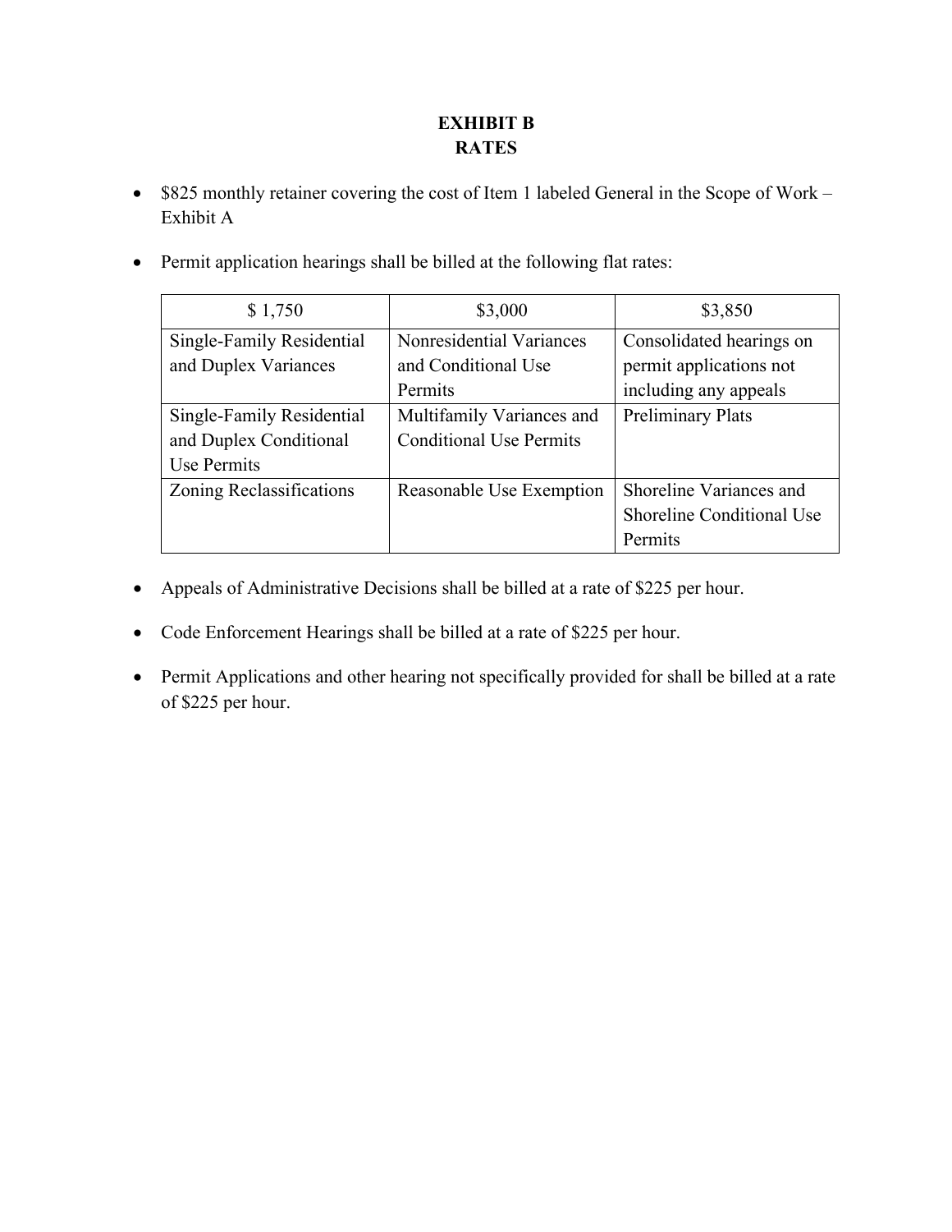# EXHIBIT B
# RATES

- $825 monthly retainer covering the cost of Item 1 labeled General in the Scope of Work – Exhibit A

- Permit application hearings shall be billed at the following flat rates:

| $ 1,750 | $3,000 | $3,850 |
|---|---|---|
| Single-Family Residential and Duplex Variances | Nonresidential Variances and Conditional Use Permits | Consolidated hearings on permit applications not including any appeals |
| Single-Family Residential and Duplex Conditional Use Permits | Multifamily Variances and Conditional Use Permits | Preliminary Plats |
| Zoning Reclassifications | Reasonable Use Exemption | Shoreline Variances and Shoreline Conditional Use Permits |

- Appeals of Administrative Decisions shall be billed at a rate of $225 per hour.

- Code Enforcement Hearings shall be billed at a rate of $225 per hour.

- Permit Applications and other hearing not specifically provided for shall be billed at a rate of $225 per hour.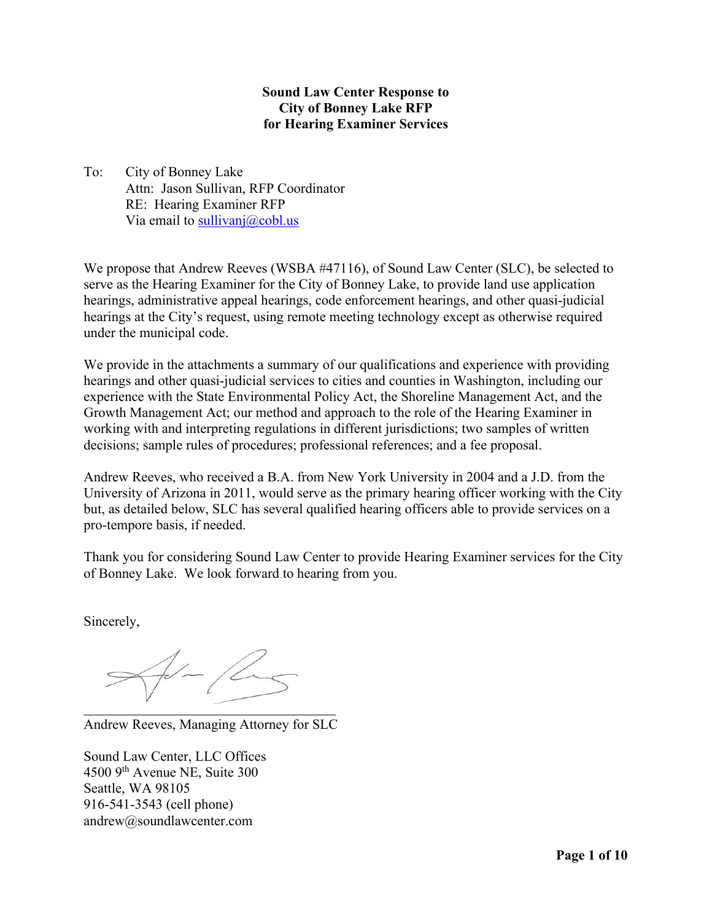**Sound Law Center Response to City of Bonney Lake RFP for Hearing Examiner Services**

To: City of Bonney Lake
Attn: Jason Sullivan, RFP Coordinator
RE: Hearing Examiner RFP
Via email to sullivanj@cobl.us

We propose that Andrew Reeves (WSBA #47116), of Sound Law Center (SLC), be selected to serve as the Hearing Examiner for the City of Bonney Lake, to provide land use application hearings, administrative appeal hearings, code enforcement hearings, and other quasi-judicial hearings at the City's request, using remote meeting technology except as otherwise required under the municipal code.

We provide in the attachments a summary of our qualifications and experience with providing hearings and other quasi-judicial services to cities and counties in Washington, including our experience with the State Environmental Policy Act, the Shoreline Management Act, and the Growth Management Act; our method and approach to the role of the Hearing Examiner in working with and interpreting regulations in different jurisdictions; two samples of written decisions; sample rules of procedures; professional references; and a fee proposal.

Andrew Reeves, who received a B.A. from New York University in 2004 and a J.D. from the University of Arizona in 2011, would serve as the primary hearing officer working with the City but, as detailed below, SLC has several qualified hearing officers able to provide services on a pro-tempore basis, if needed.

Thank you for considering Sound Law Center to provide Hearing Examiner services for the City of Bonney Lake. We look forward to hearing from you.

Sincerely,

Andrew Reeves, Managing Attorney for SLC

Sound Law Center, LLC Offices
4500 9th Avenue NE, Suite 300
Seattle, WA 98105
916-541-3543 (cell phone)
andrew@soundlawcenter.com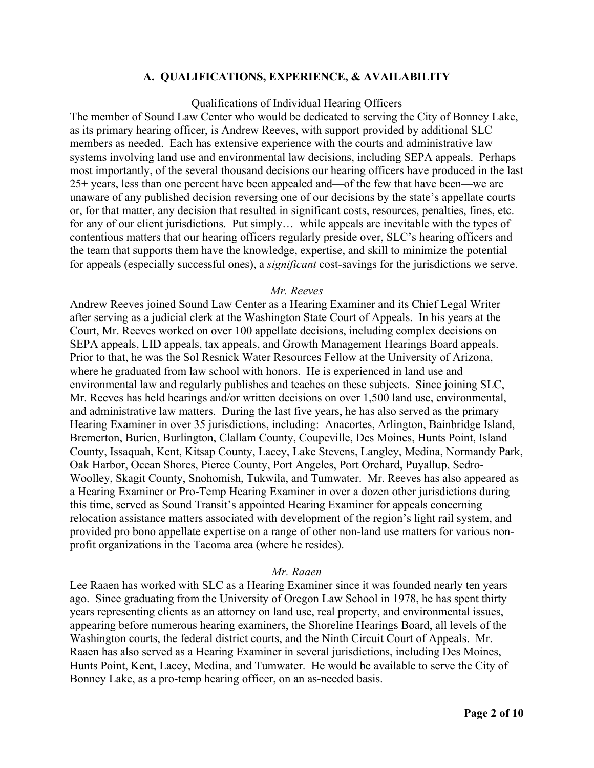## A. QUALIFICATIONS, EXPERIENCE, & AVAILABILITY

Qualifications of Individual Hearing Officers

The member of Sound Law Center who would be dedicated to serving the City of Bonney Lake, as its primary hearing officer, is Andrew Reeves, with support provided by additional SLC members as needed. Each has extensive experience with the courts and administrative law systems involving land use and environmental law decisions, including SEPA appeals. Perhaps most importantly, of the several thousand decisions our hearing officers have produced in the last 25+ years, less than one percent have been appealed and—of the few that have been—we are unaware of any published decision reversing one of our decisions by the state's appellate courts or, for that matter, any decision that resulted in significant costs, resources, penalties, fines, etc. for any of our client jurisdictions. Put simply… while appeals are inevitable with the types of contentious matters that our hearing officers regularly preside over, SLC's hearing officers and the team that supports them have the knowledge, expertise, and skill to minimize the potential for appeals (especially successful ones), a *significant* cost-savings for the jurisdictions we serve.

*Mr. Reeves*

Andrew Reeves joined Sound Law Center as a Hearing Examiner and its Chief Legal Writer after serving as a judicial clerk at the Washington State Court of Appeals. In his years at the Court, Mr. Reeves worked on over 100 appellate decisions, including complex decisions on SEPA appeals, LID appeals, tax appeals, and Growth Management Hearings Board appeals. Prior to that, he was the Sol Resnick Water Resources Fellow at the University of Arizona, where he graduated from law school with honors. He is experienced in land use and environmental law and regularly publishes and teaches on these subjects. Since joining SLC, Mr. Reeves has held hearings and/or written decisions on over 1,500 land use, environmental, and administrative law matters. During the last five years, he has also served as the primary Hearing Examiner in over 35 jurisdictions, including: Anacortes, Arlington, Bainbridge Island, Bremerton, Burien, Burlington, Clallam County, Coupeville, Des Moines, Hunts Point, Island County, Issaquah, Kent, Kitsap County, Lacey, Lake Stevens, Langley, Medina, Normandy Park, Oak Harbor, Ocean Shores, Pierce County, Port Angeles, Port Orchard, Puyallup, Sedro-Woolley, Skagit County, Snohomish, Tukwila, and Tumwater. Mr. Reeves has also appeared as a Hearing Examiner or Pro-Temp Hearing Examiner in over a dozen other jurisdictions during this time, served as Sound Transit's appointed Hearing Examiner for appeals concerning relocation assistance matters associated with development of the region's light rail system, and provided pro bono appellate expertise on a range of other non-land use matters for various non-profit organizations in the Tacoma area (where he resides).

*Mr. Raaen*

Lee Raaen has worked with SLC as a Hearing Examiner since it was founded nearly ten years ago. Since graduating from the University of Oregon Law School in 1978, he has spent thirty years representing clients as an attorney on land use, real property, and environmental issues, appearing before numerous hearing examiners, the Shoreline Hearings Board, all levels of the Washington courts, the federal district courts, and the Ninth Circuit Court of Appeals. Mr. Raaen has also served as a Hearing Examiner in several jurisdictions, including Des Moines, Hunts Point, Kent, Lacey, Medina, and Tumwater. He would be available to serve the City of Bonney Lake, as a pro-temp hearing officer, on an as-needed basis.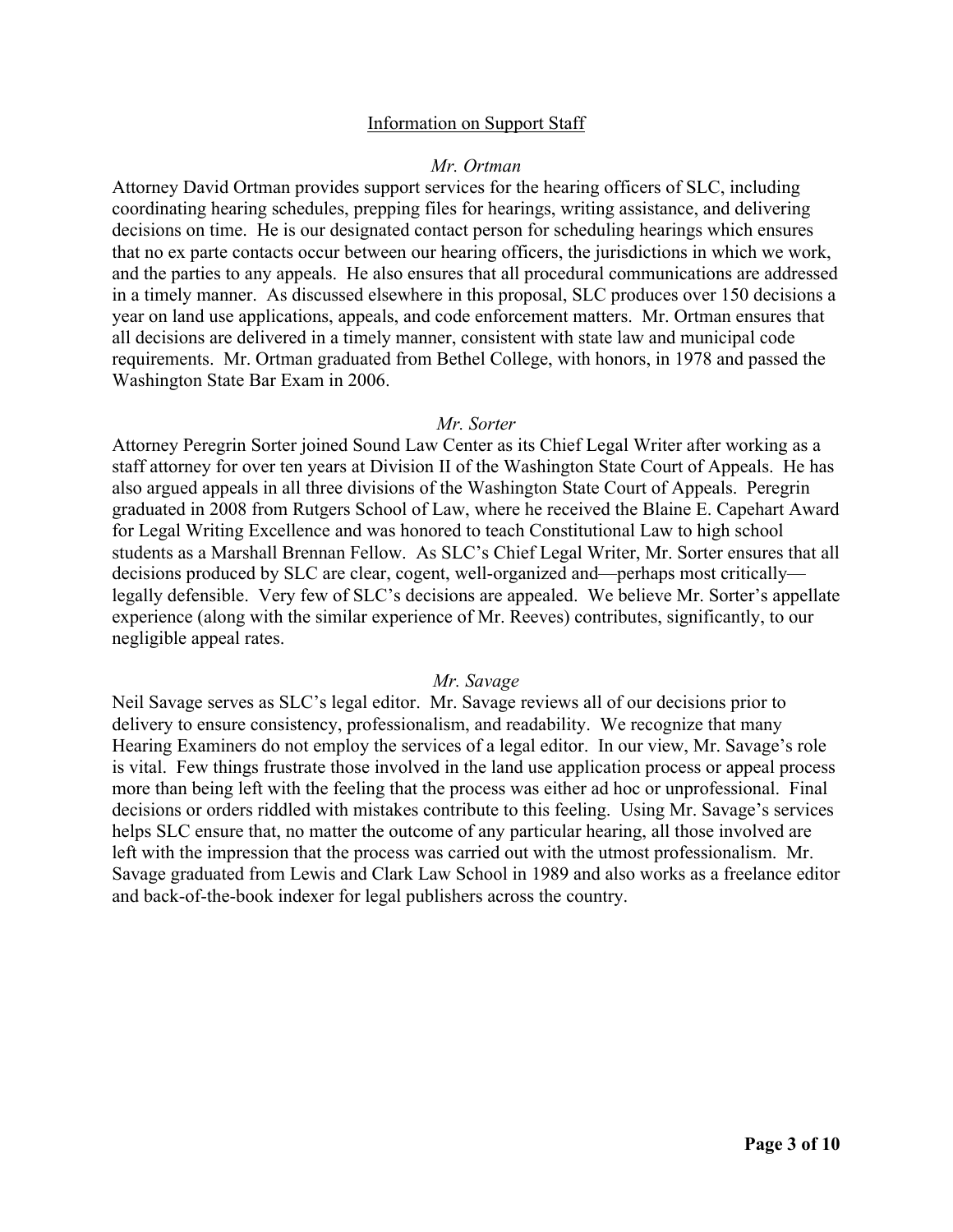## Information on Support Staff

### *Mr. Ortman*

Attorney David Ortman provides support services for the hearing officers of SLC, including coordinating hearing schedules, prepping files for hearings, writing assistance, and delivering decisions on time. He is our designated contact person for scheduling hearings which ensures that no ex parte contacts occur between our hearing officers, the jurisdictions in which we work, and the parties to any appeals. He also ensures that all procedural communications are addressed in a timely manner. As discussed elsewhere in this proposal, SLC produces over 150 decisions a year on land use applications, appeals, and code enforcement matters. Mr. Ortman ensures that all decisions are delivered in a timely manner, consistent with state law and municipal code requirements. Mr. Ortman graduated from Bethel College, with honors, in 1978 and passed the Washington State Bar Exam in 2006.

### *Mr. Sorter*

Attorney Peregrin Sorter joined Sound Law Center as its Chief Legal Writer after working as a staff attorney for over ten years at Division II of the Washington State Court of Appeals. He has also argued appeals in all three divisions of the Washington State Court of Appeals. Peregrin graduated in 2008 from Rutgers School of Law, where he received the Blaine E. Capehart Award for Legal Writing Excellence and was honored to teach Constitutional Law to high school students as a Marshall Brennan Fellow. As SLC's Chief Legal Writer, Mr. Sorter ensures that all decisions produced by SLC are clear, cogent, well-organized and—perhaps most critically—legally defensible. Very few of SLC's decisions are appealed. We believe Mr. Sorter's appellate experience (along with the similar experience of Mr. Reeves) contributes, significantly, to our negligible appeal rates.

### *Mr. Savage*

Neil Savage serves as SLC's legal editor. Mr. Savage reviews all of our decisions prior to delivery to ensure consistency, professionalism, and readability. We recognize that many Hearing Examiners do not employ the services of a legal editor. In our view, Mr. Savage's role is vital. Few things frustrate those involved in the land use application process or appeal process more than being left with the feeling that the process was either ad hoc or unprofessional. Final decisions or orders riddled with mistakes contribute to this feeling. Using Mr. Savage's services helps SLC ensure that, no matter the outcome of any particular hearing, all those involved are left with the impression that the process was carried out with the utmost professionalism. Mr. Savage graduated from Lewis and Clark Law School in 1989 and also works as a freelance editor and back-of-the-book indexer for legal publishers across the country.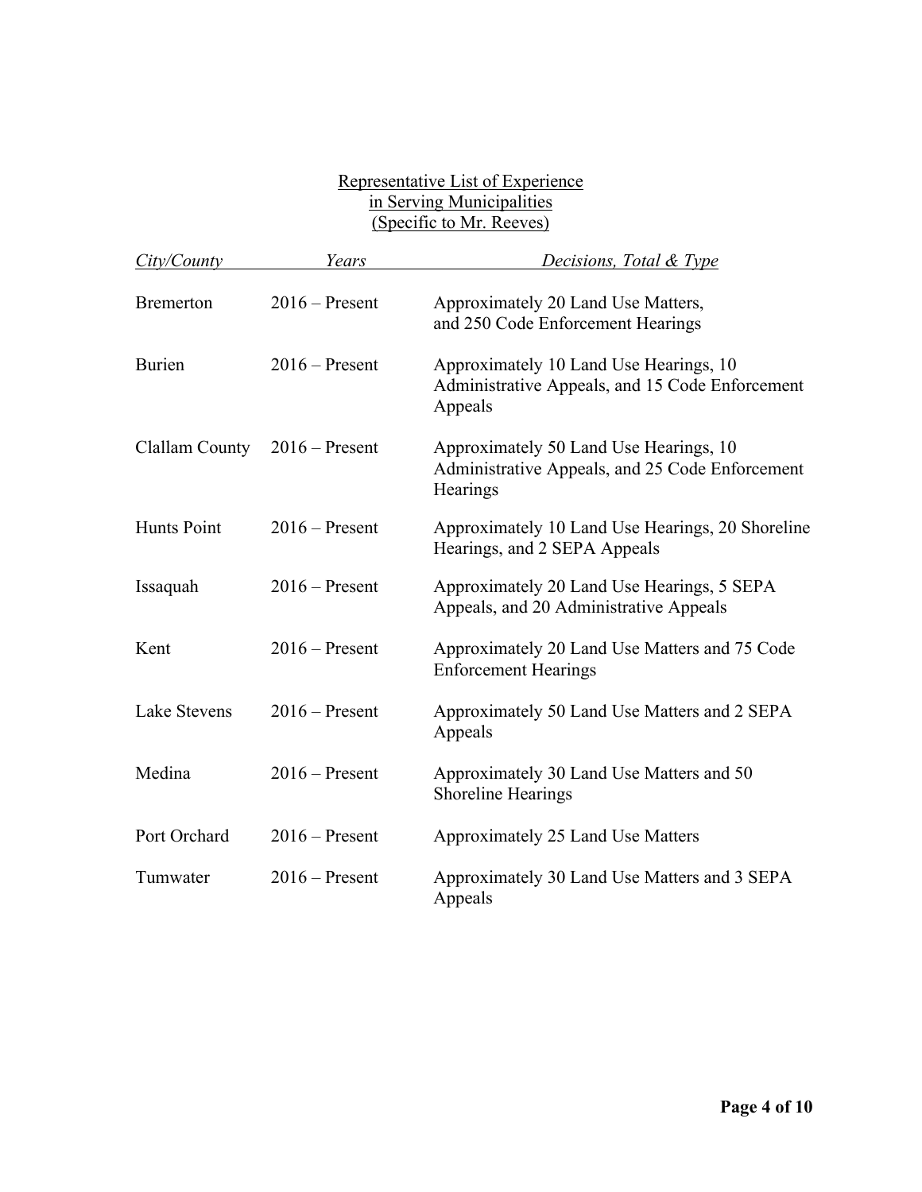Representative List of Experience
in Serving Municipalities
(Specific to Mr. Reeves)

| *City/County* | *Years* | *Decisions, Total & Type* |
|---|---|---|
| Bremerton | 2016 – Present | Approximately 20 Land Use Matters, and 250 Code Enforcement Hearings |
| Burien | 2016 – Present | Approximately 10 Land Use Hearings, 10 Administrative Appeals, and 15 Code Enforcement Appeals |
| Clallam County | 2016 – Present | Approximately 50 Land Use Hearings, 10 Administrative Appeals, and 25 Code Enforcement Hearings |
| Hunts Point | 2016 – Present | Approximately 10 Land Use Hearings, 20 Shoreline Hearings, and 2 SEPA Appeals |
| Issaquah | 2016 – Present | Approximately 20 Land Use Hearings, 5 SEPA Appeals, and 20 Administrative Appeals |
| Kent | 2016 – Present | Approximately 20 Land Use Matters and 75 Code Enforcement Hearings |
| Lake Stevens | 2016 – Present | Approximately 50 Land Use Matters and 2 SEPA Appeals |
| Medina | 2016 – Present | Approximately 30 Land Use Matters and 50 Shoreline Hearings |
| Port Orchard | 2016 – Present | Approximately 25 Land Use Matters |
| Tumwater | 2016 – Present | Approximately 30 Land Use Matters and 3 SEPA Appeals |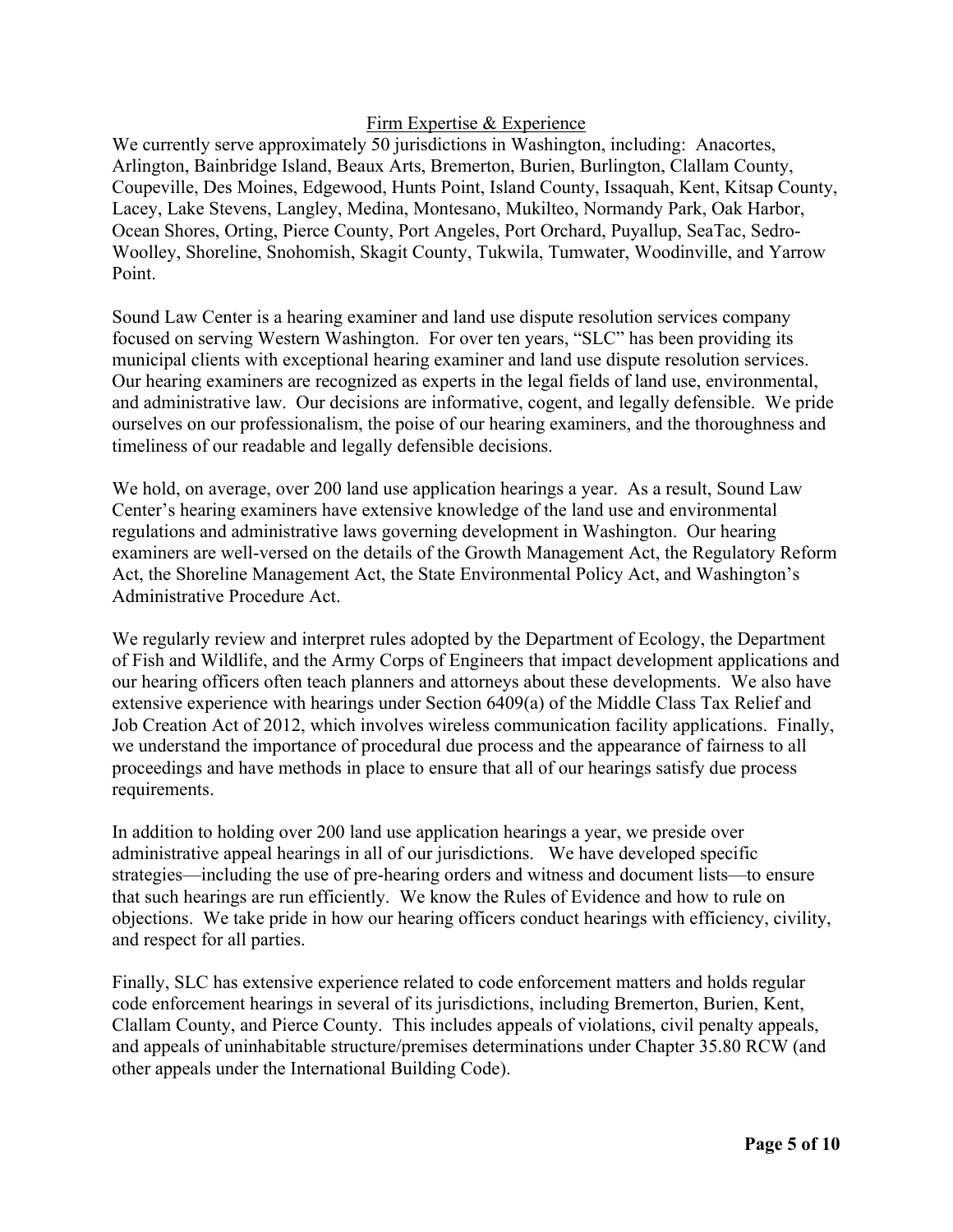## Firm Expertise & Experience

We currently serve approximately 50 jurisdictions in Washington, including: Anacortes, Arlington, Bainbridge Island, Beaux Arts, Bremerton, Burien, Burlington, Clallam County, Coupeville, Des Moines, Edgewood, Hunts Point, Island County, Issaquah, Kent, Kitsap County, Lacey, Lake Stevens, Langley, Medina, Montesano, Mukilteo, Normandy Park, Oak Harbor, Ocean Shores, Orting, Pierce County, Port Angeles, Port Orchard, Puyallup, SeaTac, Sedro-Woolley, Shoreline, Snohomish, Skagit County, Tukwila, Tumwater, Woodinville, and Yarrow Point.

Sound Law Center is a hearing examiner and land use dispute resolution services company focused on serving Western Washington. For over ten years, "SLC" has been providing its municipal clients with exceptional hearing examiner and land use dispute resolution services. Our hearing examiners are recognized as experts in the legal fields of land use, environmental, and administrative law. Our decisions are informative, cogent, and legally defensible. We pride ourselves on our professionalism, the poise of our hearing examiners, and the thoroughness and timeliness of our readable and legally defensible decisions.

We hold, on average, over 200 land use application hearings a year. As a result, Sound Law Center's hearing examiners have extensive knowledge of the land use and environmental regulations and administrative laws governing development in Washington. Our hearing examiners are well-versed on the details of the Growth Management Act, the Regulatory Reform Act, the Shoreline Management Act, the State Environmental Policy Act, and Washington's Administrative Procedure Act.

We regularly review and interpret rules adopted by the Department of Ecology, the Department of Fish and Wildlife, and the Army Corps of Engineers that impact development applications and our hearing officers often teach planners and attorneys about these developments. We also have extensive experience with hearings under Section 6409(a) of the Middle Class Tax Relief and Job Creation Act of 2012, which involves wireless communication facility applications. Finally, we understand the importance of procedural due process and the appearance of fairness to all proceedings and have methods in place to ensure that all of our hearings satisfy due process requirements.

In addition to holding over 200 land use application hearings a year, we preside over administrative appeal hearings in all of our jurisdictions. We have developed specific strategies—including the use of pre-hearing orders and witness and document lists—to ensure that such hearings are run efficiently. We know the Rules of Evidence and how to rule on objections. We take pride in how our hearing officers conduct hearings with efficiency, civility, and respect for all parties.

Finally, SLC has extensive experience related to code enforcement matters and holds regular code enforcement hearings in several of its jurisdictions, including Bremerton, Burien, Kent, Clallam County, and Pierce County. This includes appeals of violations, civil penalty appeals, and appeals of uninhabitable structure/premises determinations under Chapter 35.80 RCW (and other appeals under the International Building Code).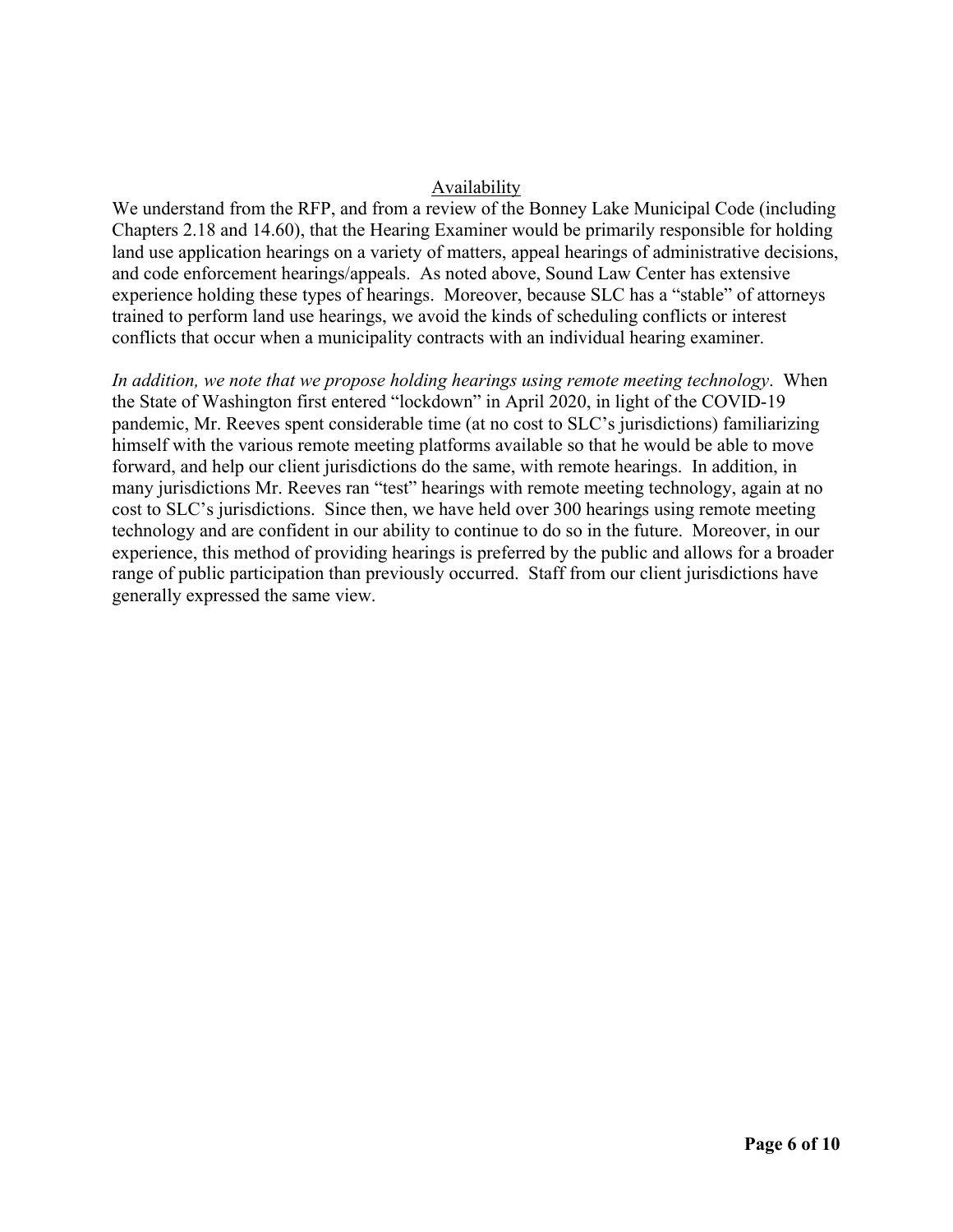## Availability

We understand from the RFP, and from a review of the Bonney Lake Municipal Code (including Chapters 2.18 and 14.60), that the Hearing Examiner would be primarily responsible for holding land use application hearings on a variety of matters, appeal hearings of administrative decisions, and code enforcement hearings/appeals. As noted above, Sound Law Center has extensive experience holding these types of hearings. Moreover, because SLC has a "stable" of attorneys trained to perform land use hearings, we avoid the kinds of scheduling conflicts or interest conflicts that occur when a municipality contracts with an individual hearing examiner.

*In addition, we note that we propose holding hearings using remote meeting technology*. When the State of Washington first entered "lockdown" in April 2020, in light of the COVID-19 pandemic, Mr. Reeves spent considerable time (at no cost to SLC's jurisdictions) familiarizing himself with the various remote meeting platforms available so that he would be able to move forward, and help our client jurisdictions do the same, with remote hearings. In addition, in many jurisdictions Mr. Reeves ran "test" hearings with remote meeting technology, again at no cost to SLC's jurisdictions. Since then, we have held over 300 hearings using remote meeting technology and are confident in our ability to continue to do so in the future. Moreover, in our experience, this method of providing hearings is preferred by the public and allows for a broader range of public participation than previously occurred. Staff from our client jurisdictions have generally expressed the same view.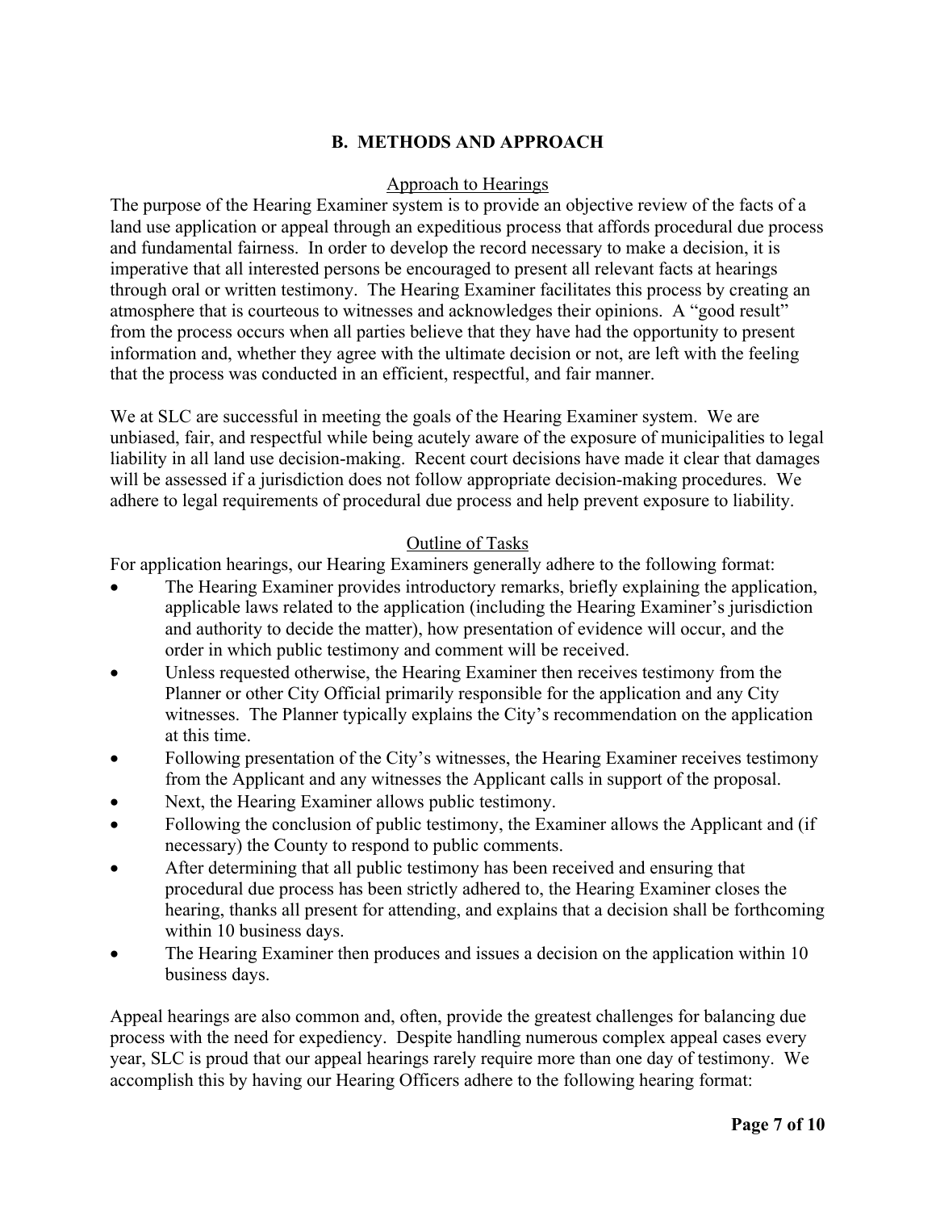## B. METHODS AND APPROACH

### Approach to Hearings

The purpose of the Hearing Examiner system is to provide an objective review of the facts of a land use application or appeal through an expeditious process that affords procedural due process and fundamental fairness. In order to develop the record necessary to make a decision, it is imperative that all interested persons be encouraged to present all relevant facts at hearings through oral or written testimony. The Hearing Examiner facilitates this process by creating an atmosphere that is courteous to witnesses and acknowledges their opinions. A "good result" from the process occurs when all parties believe that they have had the opportunity to present information and, whether they agree with the ultimate decision or not, are left with the feeling that the process was conducted in an efficient, respectful, and fair manner.

We at SLC are successful in meeting the goals of the Hearing Examiner system. We are unbiased, fair, and respectful while being acutely aware of the exposure of municipalities to legal liability in all land use decision-making. Recent court decisions have made it clear that damages will be assessed if a jurisdiction does not follow appropriate decision-making procedures. We adhere to legal requirements of procedural due process and help prevent exposure to liability.

### Outline of Tasks

For application hearings, our Hearing Examiners generally adhere to the following format:

- The Hearing Examiner provides introductory remarks, briefly explaining the application, applicable laws related to the application (including the Hearing Examiner's jurisdiction and authority to decide the matter), how presentation of evidence will occur, and the order in which public testimony and comment will be received.
- Unless requested otherwise, the Hearing Examiner then receives testimony from the Planner or other City Official primarily responsible for the application and any City witnesses. The Planner typically explains the City's recommendation on the application at this time.
- Following presentation of the City's witnesses, the Hearing Examiner receives testimony from the Applicant and any witnesses the Applicant calls in support of the proposal.
- Next, the Hearing Examiner allows public testimony.
- Following the conclusion of public testimony, the Examiner allows the Applicant and (if necessary) the County to respond to public comments.
- After determining that all public testimony has been received and ensuring that procedural due process has been strictly adhered to, the Hearing Examiner closes the hearing, thanks all present for attending, and explains that a decision shall be forthcoming within 10 business days.
- The Hearing Examiner then produces and issues a decision on the application within 10 business days.

Appeal hearings are also common and, often, provide the greatest challenges for balancing due process with the need for expediency. Despite handling numerous complex appeal cases every year, SLC is proud that our appeal hearings rarely require more than one day of testimony. We accomplish this by having our Hearing Officers adhere to the following hearing format: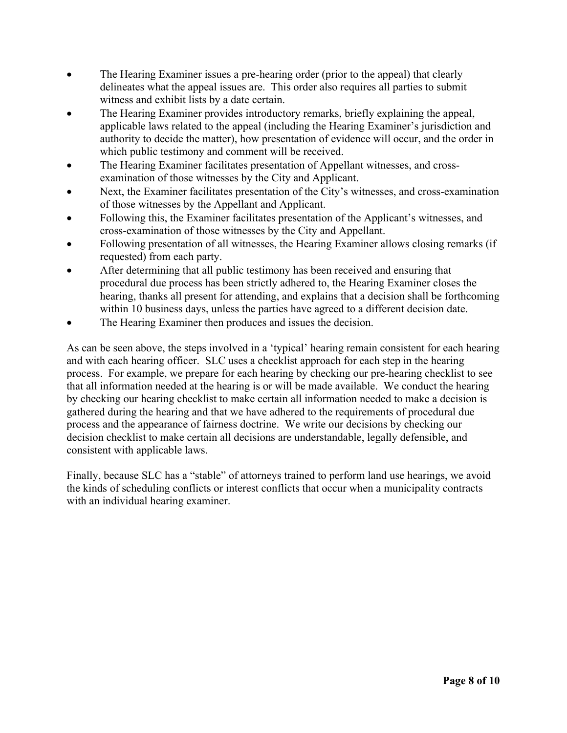- The Hearing Examiner issues a pre-hearing order (prior to the appeal) that clearly delineates what the appeal issues are. This order also requires all parties to submit witness and exhibit lists by a date certain.
- The Hearing Examiner provides introductory remarks, briefly explaining the appeal, applicable laws related to the appeal (including the Hearing Examiner's jurisdiction and authority to decide the matter), how presentation of evidence will occur, and the order in which public testimony and comment will be received.
- The Hearing Examiner facilitates presentation of Appellant witnesses, and cross-examination of those witnesses by the City and Applicant.
- Next, the Examiner facilitates presentation of the City's witnesses, and cross-examination of those witnesses by the Appellant and Applicant.
- Following this, the Examiner facilitates presentation of the Applicant's witnesses, and cross-examination of those witnesses by the City and Appellant.
- Following presentation of all witnesses, the Hearing Examiner allows closing remarks (if requested) from each party.
- After determining that all public testimony has been received and ensuring that procedural due process has been strictly adhered to, the Hearing Examiner closes the hearing, thanks all present for attending, and explains that a decision shall be forthcoming within 10 business days, unless the parties have agreed to a different decision date.
- The Hearing Examiner then produces and issues the decision.

As can be seen above, the steps involved in a 'typical' hearing remain consistent for each hearing and with each hearing officer. SLC uses a checklist approach for each step in the hearing process. For example, we prepare for each hearing by checking our pre-hearing checklist to see that all information needed at the hearing is or will be made available. We conduct the hearing by checking our hearing checklist to make certain all information needed to make a decision is gathered during the hearing and that we have adhered to the requirements of procedural due process and the appearance of fairness doctrine. We write our decisions by checking our decision checklist to make certain all decisions are understandable, legally defensible, and consistent with applicable laws.

Finally, because SLC has a "stable" of attorneys trained to perform land use hearings, we avoid the kinds of scheduling conflicts or interest conflicts that occur when a municipality contracts with an individual hearing examiner.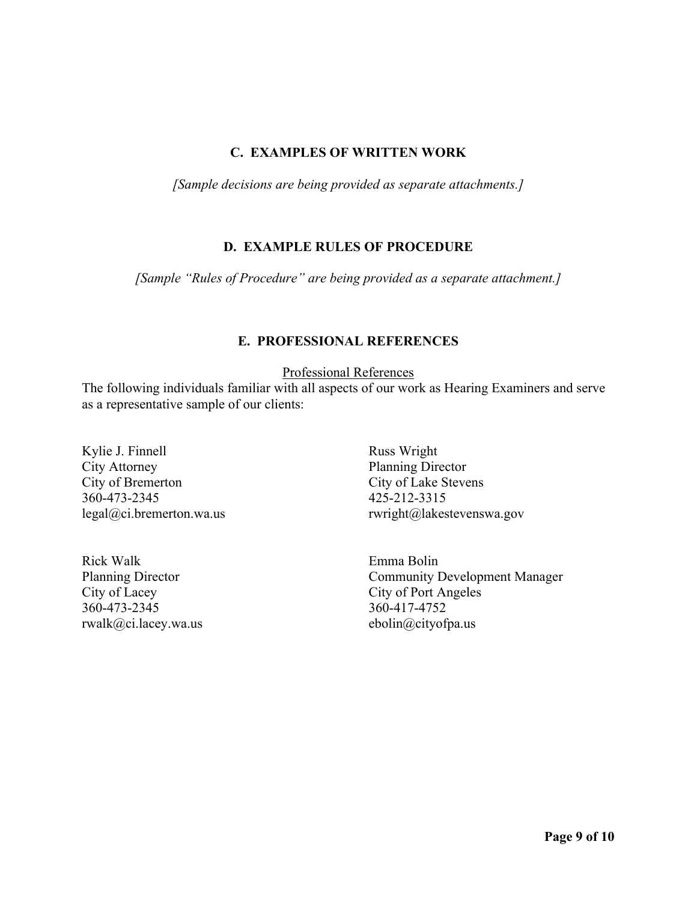## C. EXAMPLES OF WRITTEN WORK

*[Sample decisions are being provided as separate attachments.]*

## D. EXAMPLE RULES OF PROCEDURE

*[Sample "Rules of Procedure" are being provided as a separate attachment.]*

## E. PROFESSIONAL REFERENCES

Professional References

The following individuals familiar with all aspects of our work as Hearing Examiners and serve as a representative sample of our clients:

Kylie J. Finnell
City Attorney
City of Bremerton
360-473-2345
legal@ci.bremerton.wa.us

Russ Wright
Planning Director
City of Lake Stevens
425-212-3315
rwright@lakestevenswa.gov

Rick Walk
Planning Director
City of Lacey
360-473-2345
rwalk@ci.lacey.wa.us

Emma Bolin
Community Development Manager
City of Port Angeles
360-417-4752
ebolin@cityofpa.us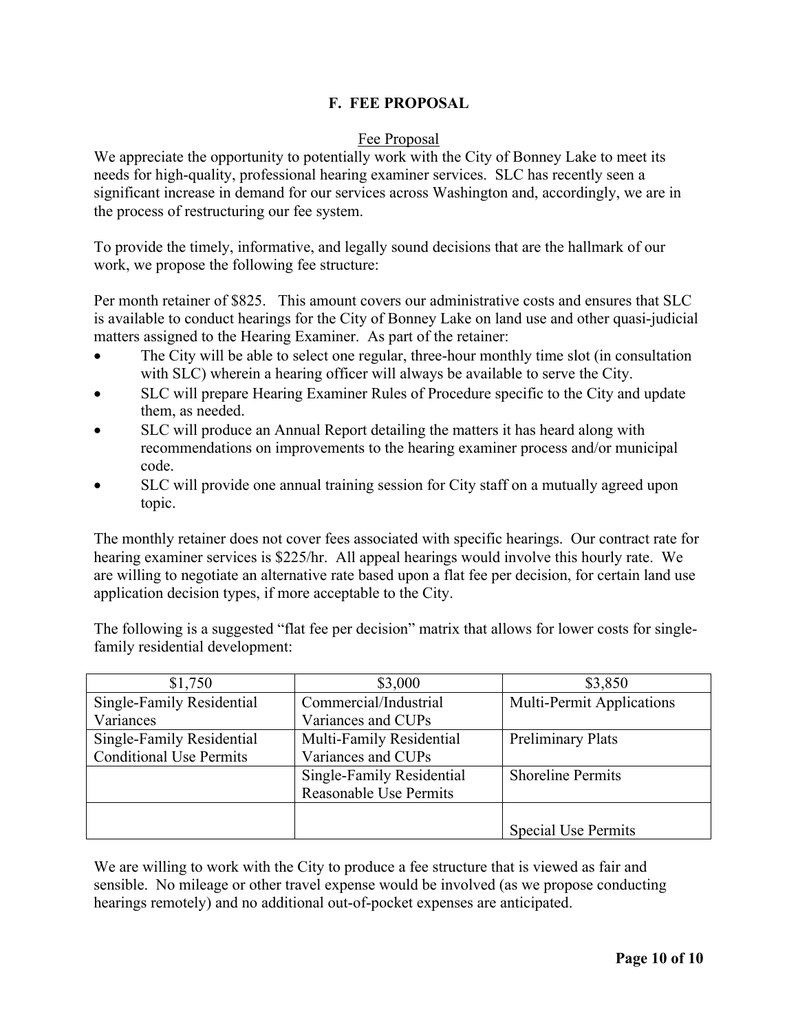## F. FEE PROPOSAL

Fee Proposal

We appreciate the opportunity to potentially work with the City of Bonney Lake to meet its needs for high-quality, professional hearing examiner services. SLC has recently seen a significant increase in demand for our services across Washington and, accordingly, we are in the process of restructuring our fee system.

To provide the timely, informative, and legally sound decisions that are the hallmark of our work, we propose the following fee structure:

Per month retainer of $825. This amount covers our administrative costs and ensures that SLC is available to conduct hearings for the City of Bonney Lake on land use and other quasi-judicial matters assigned to the Hearing Examiner. As part of the retainer:

- The City will be able to select one regular, three-hour monthly time slot (in consultation with SLC) wherein a hearing officer will always be available to serve the City.
- SLC will prepare Hearing Examiner Rules of Procedure specific to the City and update them, as needed.
- SLC will produce an Annual Report detailing the matters it has heard along with recommendations on improvements to the hearing examiner process and/or municipal code.
- SLC will provide one annual training session for City staff on a mutually agreed upon topic.

The monthly retainer does not cover fees associated with specific hearings. Our contract rate for hearing examiner services is $225/hr. All appeal hearings would involve this hourly rate. We are willing to negotiate an alternative rate based upon a flat fee per decision, for certain land use application decision types, if more acceptable to the City.

The following is a suggested "flat fee per decision" matrix that allows for lower costs for single-family residential development:

| $1,750 | $3,000 | $3,850 |
|---|---|---|
| Single-Family Residential Variances | Commercial/Industrial Variances and CUPs | Multi-Permit Applications |
| Single-Family Residential Conditional Use Permits | Multi-Family Residential Variances and CUPs | Preliminary Plats |
| | Single-Family Residential Reasonable Use Permits | Shoreline Permits |
| | | Special Use Permits |

We are willing to work with the City to produce a fee structure that is viewed as fair and sensible. No mileage or other travel expense would be involved (as we propose conducting hearings remotely) and no additional out-of-pocket expenses are anticipated.